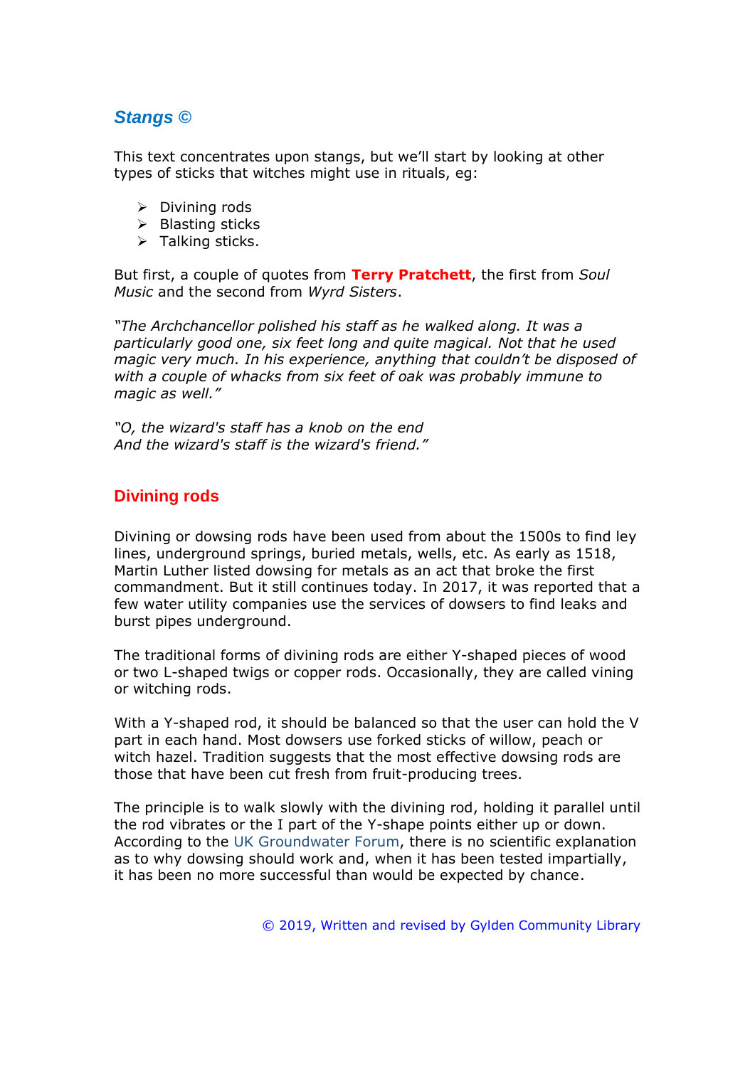## *Stangs ©*

This text concentrates upon stangs, but we'll start by looking at other types of sticks that witches might use in rituals, eg:

- Divining rods
- Blasting sticks
- Talking sticks.

But first, a couple of quotes from **Terry Pratchett**, the first from *Soul Music* and the second from *Wyrd Sisters*.

*"The Archchancellor polished his staff as he walked along. It was a particularly good one, six feet long and quite magical. Not that he used magic very much. In his experience, anything that couldn't be disposed of with a couple of whacks from six feet of oak was probably immune to magic as well."*

*"O, the wizard's staff has a knob on the end*
*And the wizard's staff is the wizard's friend."*

### Divining rods

Divining or dowsing rods have been used from about the 1500s to find ley lines, underground springs, buried metals, wells, etc. As early as 1518, Martin Luther listed dowsing for metals as an act that broke the first commandment. But it still continues today. In 2017, it was reported that a few water utility companies use the services of dowsers to find leaks and burst pipes underground.

The traditional forms of divining rods are either Y-shaped pieces of wood or two L-shaped twigs or copper rods. Occasionally, they are called vining or witching rods.

With a Y-shaped rod, it should be balanced so that the user can hold the V part in each hand. Most dowsers use forked sticks of willow, peach or witch hazel. Tradition suggests that the most effective dowsing rods are those that have been cut fresh from fruit-producing trees.

The principle is to walk slowly with the divining rod, holding it parallel until the rod vibrates or the I part of the Y-shape points either up or down. According to the UK Groundwater Forum, there is no scientific explanation as to why dowsing should work and, when it has been tested impartially, it has been no more successful than would be expected by chance.

© 2019, Written and revised by Gylden Community Library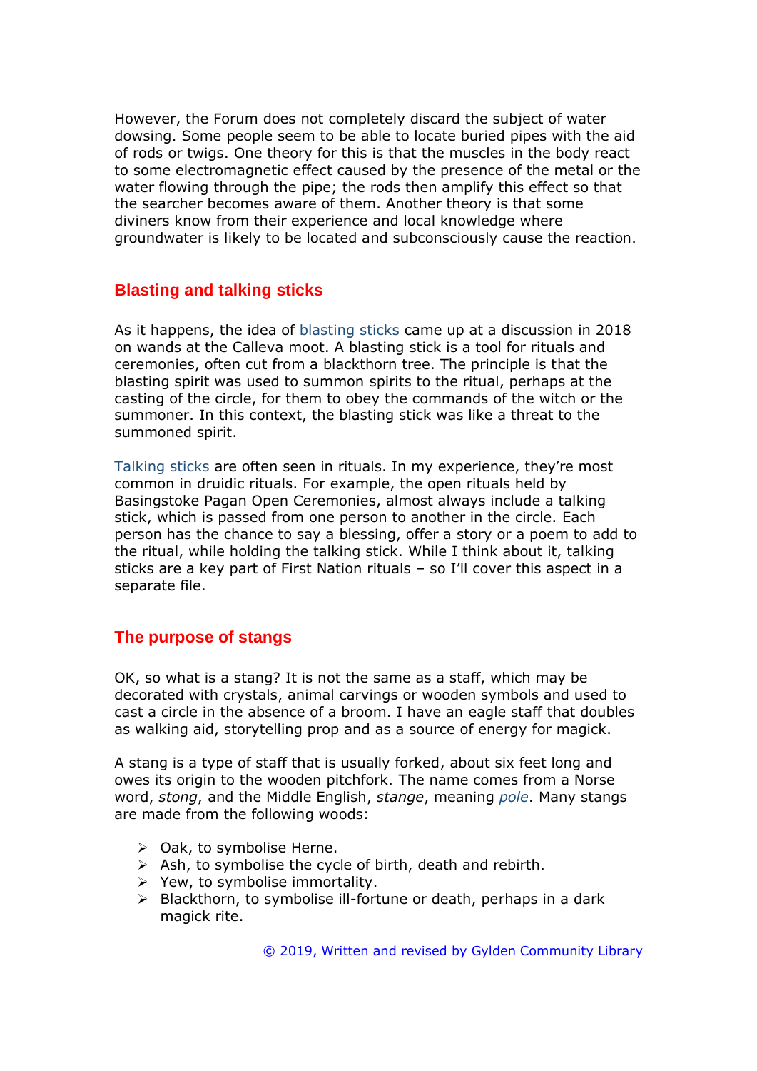However, the Forum does not completely discard the subject of water dowsing. Some people seem to be able to locate buried pipes with the aid of rods or twigs. One theory for this is that the muscles in the body react to some electromagnetic effect caused by the presence of the metal or the water flowing through the pipe; the rods then amplify this effect so that the searcher becomes aware of them. Another theory is that some diviners know from their experience and local knowledge where groundwater is likely to be located and subconsciously cause the reaction.

## Blasting and talking sticks

As it happens, the idea of blasting sticks came up at a discussion in 2018 on wands at the Calleva moot. A blasting stick is a tool for rituals and ceremonies, often cut from a blackthorn tree. The principle is that the blasting spirit was used to summon spirits to the ritual, perhaps at the casting of the circle, for them to obey the commands of the witch or the summoner. In this context, the blasting stick was like a threat to the summoned spirit.

Talking sticks are often seen in rituals. In my experience, they're most common in druidic rituals. For example, the open rituals held by Basingstoke Pagan Open Ceremonies, almost always include a talking stick, which is passed from one person to another in the circle. Each person has the chance to say a blessing, offer a story or a poem to add to the ritual, while holding the talking stick. While I think about it, talking sticks are a key part of First Nation rituals – so I'll cover this aspect in a separate file.

## The purpose of stangs

OK, so what is a stang? It is not the same as a staff, which may be decorated with crystals, animal carvings or wooden symbols and used to cast a circle in the absence of a broom. I have an eagle staff that doubles as walking aid, storytelling prop and as a source of energy for magick.

A stang is a type of staff that is usually forked, about six feet long and owes its origin to the wooden pitchfork. The name comes from a Norse word, *stong*, and the Middle English, *stange*, meaning *pole*. Many stangs are made from the following woods:

- Oak, to symbolise Herne.
- Ash, to symbolise the cycle of birth, death and rebirth.
- Yew, to symbolise immortality.
- Blackthorn, to symbolise ill-fortune or death, perhaps in a dark magick rite.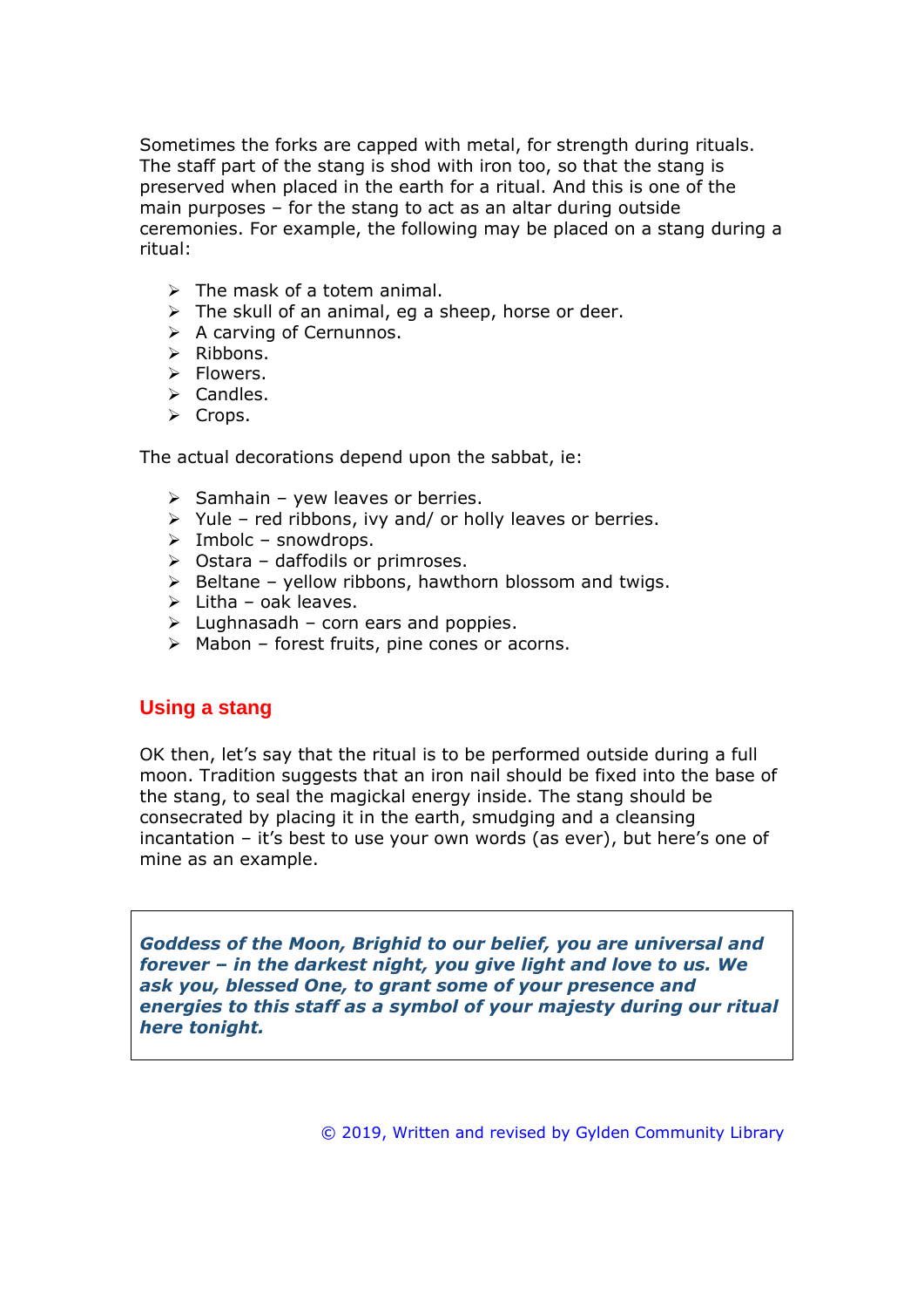Sometimes the forks are capped with metal, for strength during rituals. The staff part of the stang is shod with iron too, so that the stang is preserved when placed in the earth for a ritual. And this is one of the main purposes – for the stang to act as an altar during outside ceremonies. For example, the following may be placed on a stang during a ritual:

- The mask of a totem animal.
- The skull of an animal, eg a sheep, horse or deer.
- A carving of Cernunnos.
- Ribbons.
- Flowers.
- Candles.
- Crops.

The actual decorations depend upon the sabbat, ie:

- Samhain – yew leaves or berries.
- Yule – red ribbons, ivy and/ or holly leaves or berries.
- Imbolc – snowdrops.
- Ostara – daffodils or primroses.
- Beltane – yellow ribbons, hawthorn blossom and twigs.
- Litha – oak leaves.
- Lughnasadh – corn ears and poppies.
- Mabon – forest fruits, pine cones or acorns.

## Using a stang

OK then, let's say that the ritual is to be performed outside during a full moon. Tradition suggests that an iron nail should be fixed into the base of the stang, to seal the magickal energy inside. The stang should be consecrated by placing it in the earth, smudging and a cleansing incantation – it's best to use your own words (as ever), but here's one of mine as an example.

> ***Goddess of the Moon, Brighid to our belief, you are universal and forever – in the darkest night, you give light and love to us. We ask you, blessed One, to grant some of your presence and energies to this staff as a symbol of your majesty during our ritual here tonight.***

© 2019, Written and revised by Gylden Community Library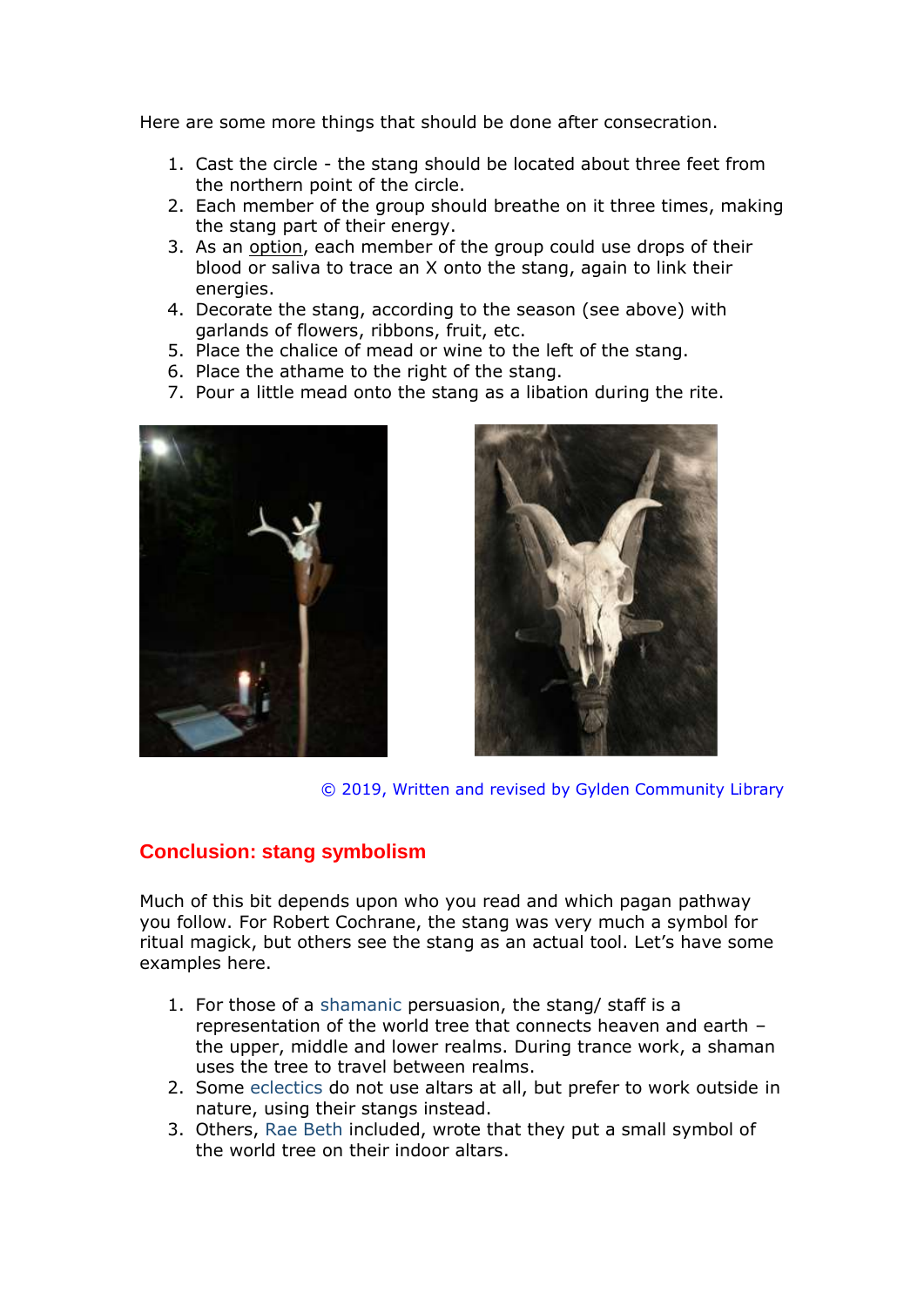Here are some more things that should be done after consecration.

1. Cast the circle - the stang should be located about three feet from the northern point of the circle.
2. Each member of the group should breathe on it three times, making the stang part of their energy.
3. As an option, each member of the group could use drops of their blood or saliva to trace an X onto the stang, again to link their energies.
4. Decorate the stang, according to the season (see above) with garlands of flowers, ribbons, fruit, etc.
5. Place the chalice of mead or wine to the left of the stang.
6. Place the athame to the right of the stang.
7. Pour a little mead onto the stang as a libation during the rite.

© 2019, Written and revised by Gylden Community Library

## Conclusion: stang symbolism

Much of this bit depends upon who you read and which pagan pathway you follow. For Robert Cochrane, the stang was very much a symbol for ritual magick, but others see the stang as an actual tool. Let's have some examples here.

1. For those of a shamanic persuasion, the stang/ staff is a representation of the world tree that connects heaven and earth – the upper, middle and lower realms. During trance work, a shaman uses the tree to travel between realms.
2. Some eclectics do not use altars at all, but prefer to work outside in nature, using their stangs instead.
3. Others, Rae Beth included, wrote that they put a small symbol of the world tree on their indoor altars.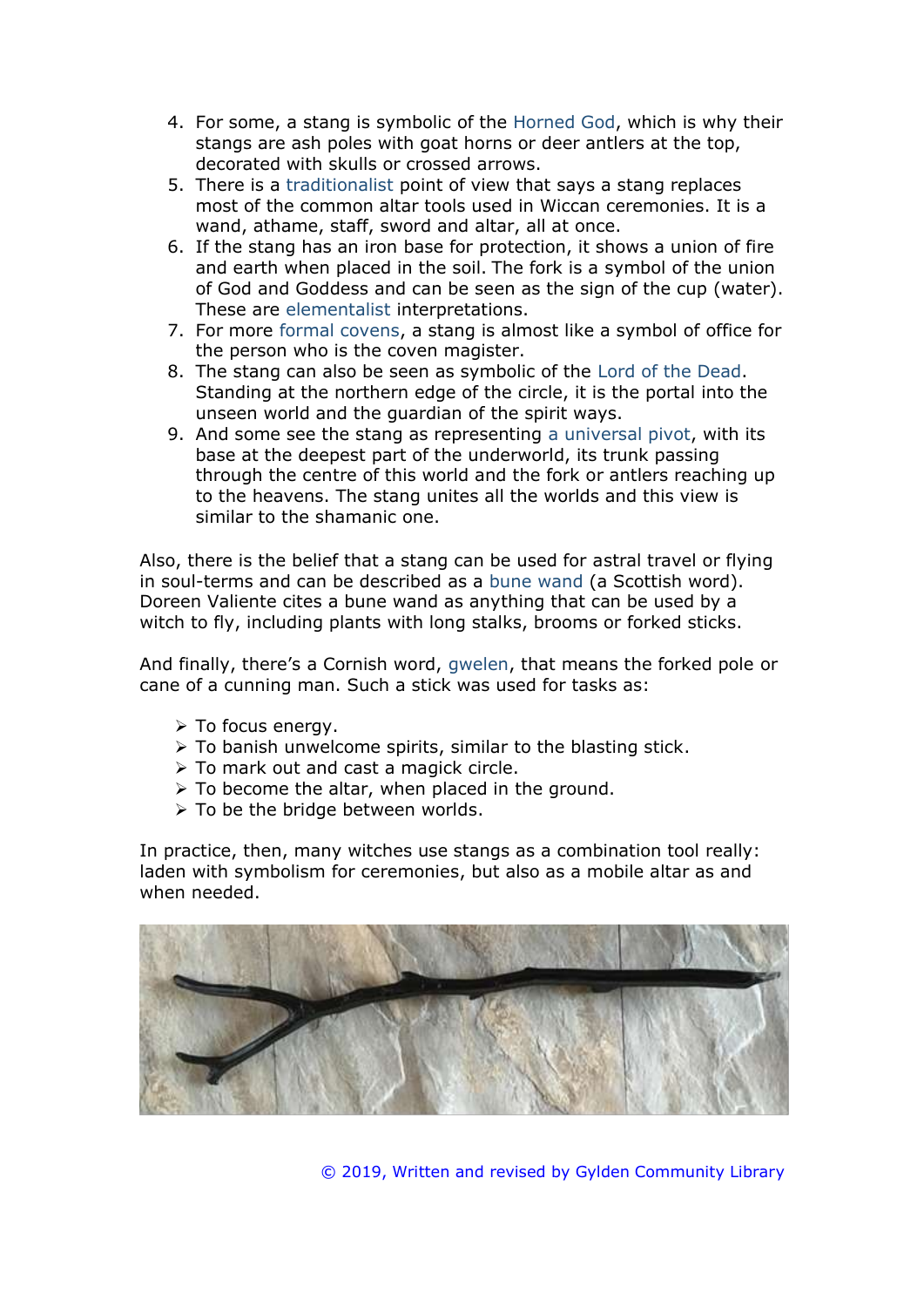4. For some, a stang is symbolic of the Horned God, which is why their stangs are ash poles with goat horns or deer antlers at the top, decorated with skulls or crossed arrows.
5. There is a traditionalist point of view that says a stang replaces most of the common altar tools used in Wiccan ceremonies. It is a wand, athame, staff, sword and altar, all at once.
6. If the stang has an iron base for protection, it shows a union of fire and earth when placed in the soil. The fork is a symbol of the union of God and Goddess and can be seen as the sign of the cup (water). These are elementalist interpretations.
7. For more formal covens, a stang is almost like a symbol of office for the person who is the coven magister.
8. The stang can also be seen as symbolic of the Lord of the Dead. Standing at the northern edge of the circle, it is the portal into the unseen world and the guardian of the spirit ways.
9. And some see the stang as representing a universal pivot, with its base at the deepest part of the underworld, its trunk passing through the centre of this world and the fork or antlers reaching up to the heavens. The stang unites all the worlds and this view is similar to the shamanic one.

Also, there is the belief that a stang can be used for astral travel or flying in soul-terms and can be described as a bune wand (a Scottish word). Doreen Valiente cites a bune wand as anything that can be used by a witch to fly, including plants with long stalks, brooms or forked sticks.

And finally, there's a Cornish word, gwelen, that means the forked pole or cane of a cunning man. Such a stick was used for tasks as:

- To focus energy.
- To banish unwelcome spirits, similar to the blasting stick.
- To mark out and cast a magick circle.
- To become the altar, when placed in the ground.
- To be the bridge between worlds.

In practice, then, many witches use stangs as a combination tool really: laden with symbolism for ceremonies, but also as a mobile altar as and when needed.

© 2019, Written and revised by Gylden Community Library